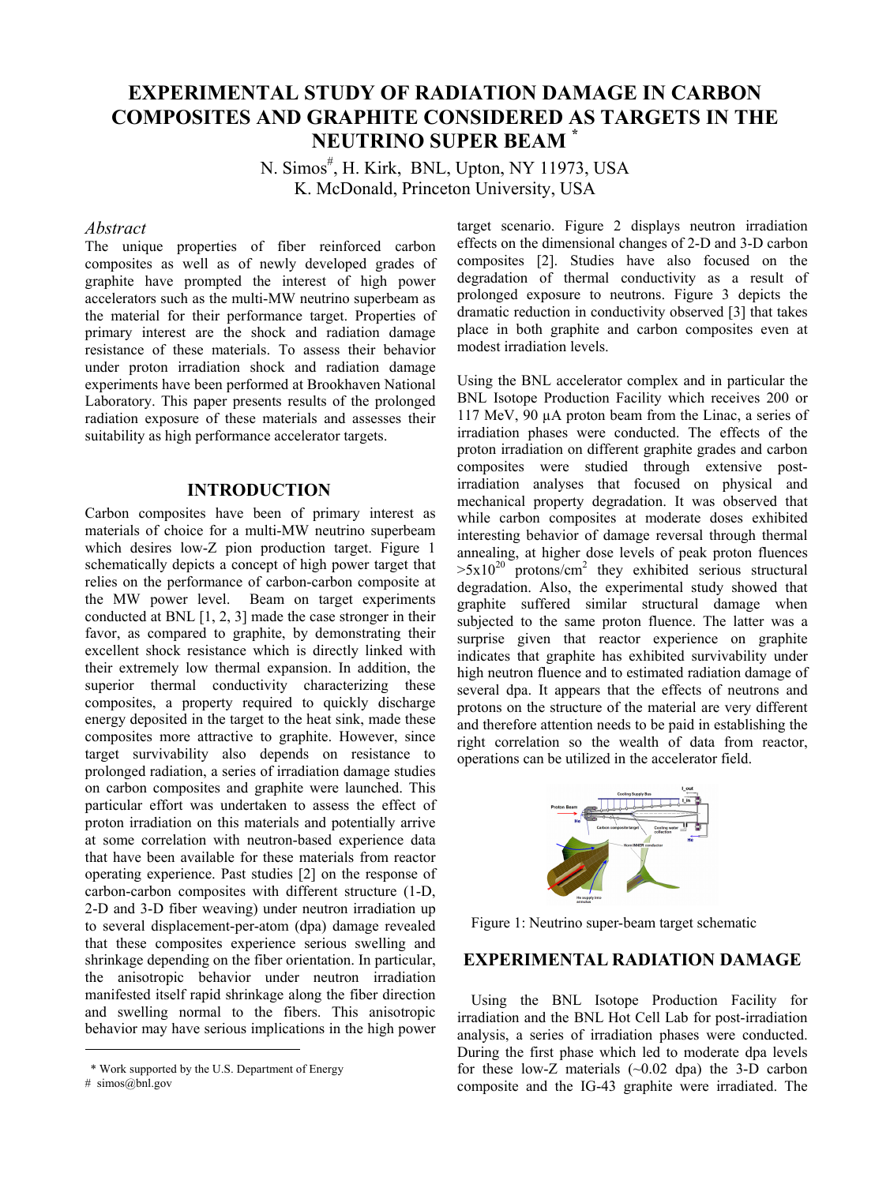# EXPERIMENTAL STUDY OF RADIATION DAMAGE IN CARBON COMPOSITES AND GRAPHITE CONSIDERED AS TARGETS IN THE NEUTRINO SUPER BEAM *

N. Simos#, H. Kirk, BNL, Upton, NY 11973, USA
K. McDonald, Princeton University, USA

### *Abstract*

The unique properties of fiber reinforced carbon composites as well as of newly developed grades of graphite have prompted the interest of high power accelerators such as the multi-MW neutrino superbeam as the material for their performance target. Properties of primary interest are the shock and radiation damage resistance of these materials. To assess their behavior under proton irradiation shock and radiation damage experiments have been performed at Brookhaven National Laboratory. This paper presents results of the prolonged radiation exposure of these materials and assesses their suitability as high performance accelerator targets.

## INTRODUCTION

Carbon composites have been of primary interest as materials of choice for a multi-MW neutrino superbeam which desires low-Z pion production target. Figure 1 schematically depicts a concept of high power target that relies on the performance of carbon-carbon composite at the MW power level. Beam on target experiments conducted at BNL [1, 2, 3] made the case stronger in their favor, as compared to graphite, by demonstrating their excellent shock resistance which is directly linked with their extremely low thermal expansion. In addition, the superior thermal conductivity characterizing these composites, a property required to quickly discharge energy deposited in the target to the heat sink, made these composites more attractive to graphite. However, since target survivability also depends on resistance to prolonged radiation, a series of irradiation damage studies on carbon composites and graphite were launched. This particular effort was undertaken to assess the effect of proton irradiation on this materials and potentially arrive at some correlation with neutron-based experience data that have been available for these materials from reactor operating experience. Past studies [2] on the response of carbon-carbon composites with different structure (1-D, 2-D and 3-D fiber weaving) under neutron irradiation up to several displacement-per-atom (dpa) damage revealed that these composites experience serious swelling and shrinkage depending on the fiber orientation. In particular, the anisotropic behavior under neutron irradiation manifested itself rapid shrinkage along the fiber direction and swelling normal to the fibers. This anisotropic behavior may have serious implications in the high power target scenario. Figure 2 displays neutron irradiation effects on the dimensional changes of 2-D and 3-D carbon composites [2]. Studies have also focused on the degradation of thermal conductivity as a result of prolonged exposure to neutrons. Figure 3 depicts the dramatic reduction in conductivity observed [3] that takes place in both graphite and carbon composites even at modest irradiation levels.

Using the BNL accelerator complex and in particular the BNL Isotope Production Facility which receives 200 or 117 MeV, 90 μA proton beam from the Linac, a series of irradiation phases were conducted. The effects of the proton irradiation on different graphite grades and carbon composites were studied through extensive post-irradiation analyses that focused on physical and mechanical property degradation. It was observed that while carbon composites at moderate doses exhibited interesting behavior of damage reversal through thermal annealing, at higher dose levels of peak proton fluences $>5\times10^{20}$ protons/cm$^2$ they exhibited serious structural degradation. Also, the experimental study showed that graphite suffered similar structural damage when subjected to the same proton fluence. The latter was a surprise given that reactor experience on graphite indicates that graphite has exhibited survivability under high neutron fluence and to estimated radiation damage of several dpa. It appears that the effects of neutrons and protons on the structure of the material are very different and therefore attention needs to be paid in establishing the right correlation so the wealth of data from reactor, operations can be utilized in the accelerator field.

Figure 1: Neutrino super-beam target schematic

## EXPERIMENTAL RADIATION DAMAGE

Using the BNL Isotope Production Facility for irradiation and the BNL Hot Cell Lab for post-irradiation analysis, a series of irradiation phases were conducted. During the first phase which led to moderate dpa levels for these low-Z materials (~0.02 dpa) the 3-D carbon composite and the IG-43 graphite were irradiated. The

* Work supported by the U.S. Department of Energy
# simos@bnl.gov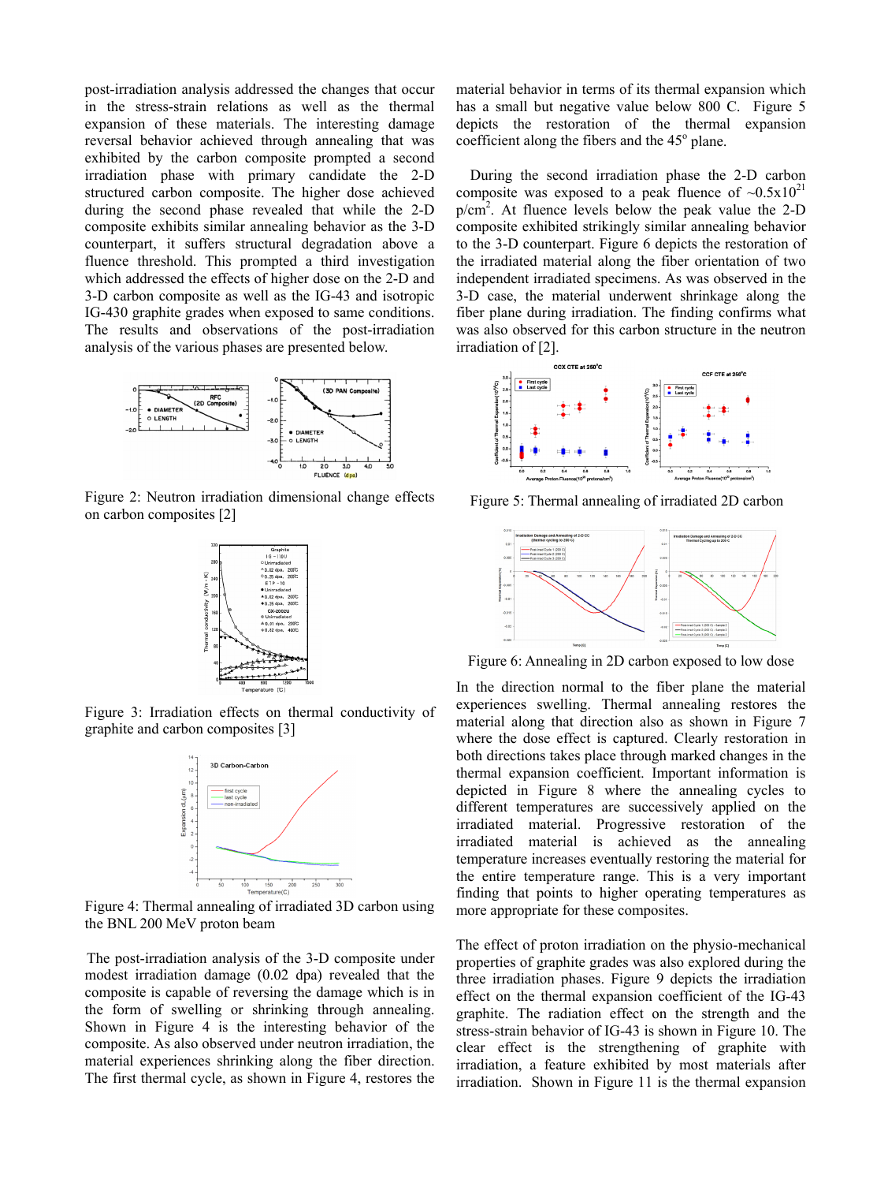post-irradiation analysis addressed the changes that occur in the stress-strain relations as well as the thermal expansion of these materials. The interesting damage reversal behavior achieved through annealing that was exhibited by the carbon composite prompted a second irradiation phase with primary candidate the 2-D structured carbon composite. The higher dose achieved during the second phase revealed that while the 2-D composite exhibits similar annealing behavior as the 3-D counterpart, it suffers structural degradation above a fluence threshold. This prompted a third investigation which addressed the effects of higher dose on the 2-D and 3-D carbon composite as well as the IG-43 and isotropic IG-430 graphite grades when exposed to same conditions. The results and observations of the post-irradiation analysis of the various phases are presented below.

Figure 2: Neutron irradiation dimensional change effects on carbon composites [2]

Figure 3: Irradiation effects on thermal conductivity of graphite and carbon composites [3]

Figure 4: Thermal annealing of irradiated 3D carbon using the BNL 200 MeV proton beam

The post-irradiation analysis of the 3-D composite under modest irradiation damage (0.02 dpa) revealed that the composite is capable of reversing the damage which is in the form of swelling or shrinking through annealing. Shown in Figure 4 is the interesting behavior of the composite. As also observed under neutron irradiation, the material experiences shrinking along the fiber direction. The first thermal cycle, as shown in Figure 4, restores the material behavior in terms of its thermal expansion which has a small but negative value below 800 C. Figure 5 depicts the restoration of the thermal expansion coefficient along the fibers and the 45$^{o}$ plane.

During the second irradiation phase the 2-D carbon composite was exposed to a peak fluence of ~$0.5 \times 10^{21}$ p/cm$^{2}$. At fluence levels below the peak value the 2-D composite exhibited strikingly similar annealing behavior to the 3-D counterpart. Figure 6 depicts the restoration of the irradiated material along the fiber orientation of two independent irradiated specimens. As was observed in the 3-D case, the material underwent shrinkage along the fiber plane during irradiation. The finding confirms what was also observed for this carbon structure in the neutron irradiation of [2].

Figure 5: Thermal annealing of irradiated 2D carbon

Figure 6: Annealing in 2D carbon exposed to low dose

In the direction normal to the fiber plane the material experiences swelling. Thermal annealing restores the material along that direction also as shown in Figure 7 where the dose effect is captured. Clearly restoration in both directions takes place through marked changes in the thermal expansion coefficient. Important information is depicted in Figure 8 where the annealing cycles to different temperatures are successively applied on the irradiated material. Progressive restoration of the irradiated material is achieved as the annealing temperature increases eventually restoring the material for the entire temperature range. This is a very important finding that points to higher operating temperatures as more appropriate for these composites.

The effect of proton irradiation on the physio-mechanical properties of graphite grades was also explored during the three irradiation phases. Figure 9 depicts the irradiation effect on the thermal expansion coefficient of the IG-43 graphite. The radiation effect on the strength and the stress-strain behavior of IG-43 is shown in Figure 10. The clear effect is the strengthening of graphite with irradiation, a feature exhibited by most materials after irradiation. Shown in Figure 11 is the thermal expansion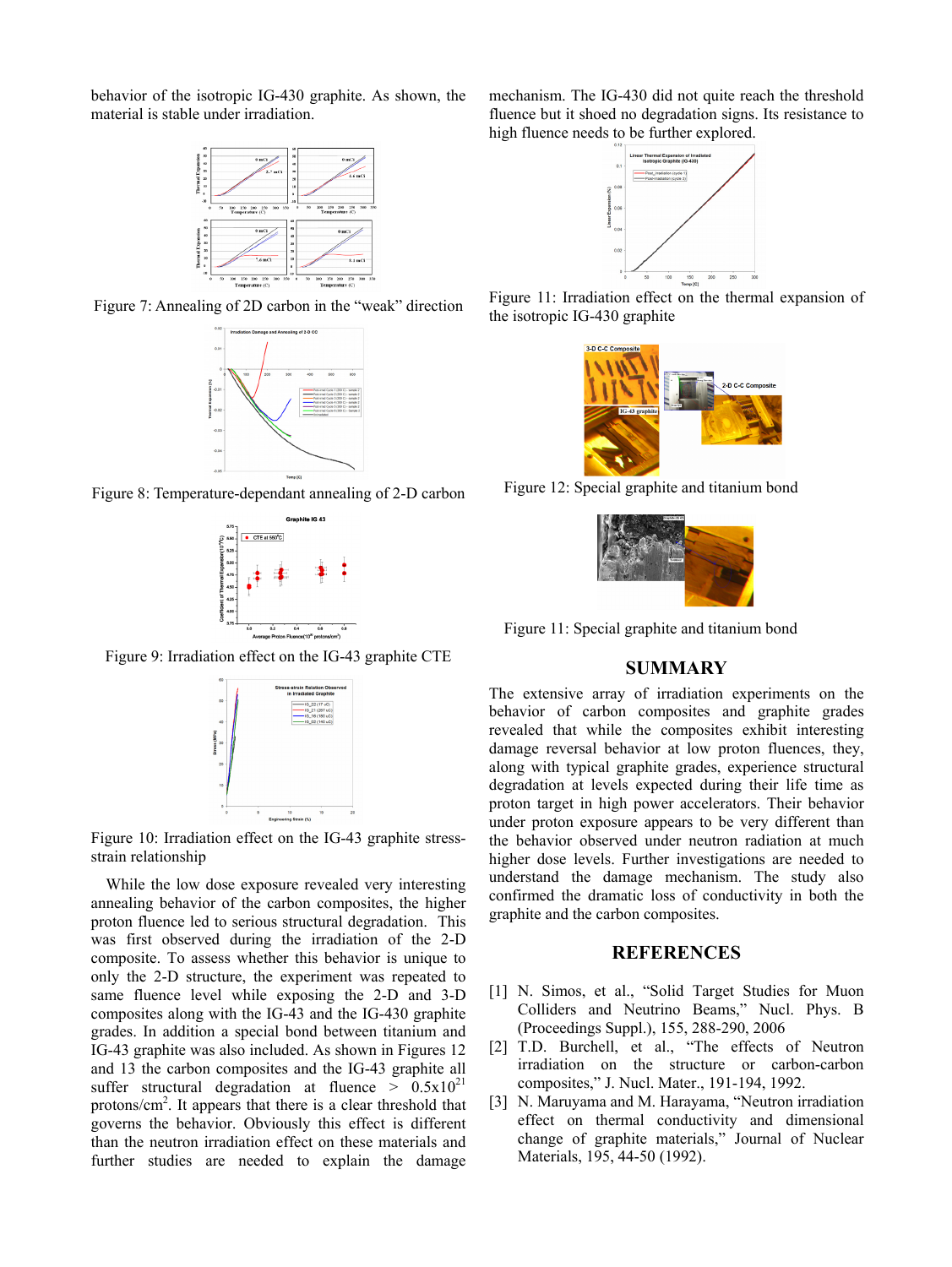behavior of the isotropic IG-430 graphite. As shown, the material is stable under irradiation.

Figure 7: Annealing of 2D carbon in the "weak" direction

Figure 8: Temperature-dependant annealing of 2-D carbon

Figure 9: Irradiation effect on the IG-43 graphite CTE

Figure 10: Irradiation effect on the IG-43 graphite stress-strain relationship

While the low dose exposure revealed very interesting annealing behavior of the carbon composites, the higher proton fluence led to serious structural degradation. This was first observed during the irradiation of the 2-D composite. To assess whether this behavior is unique to only the 2-D structure, the experiment was repeated to same fluence level while exposing the 2-D and 3-D composites along with the IG-43 and the IG-430 graphite grades. In addition a special bond between titanium and IG-43 graphite was also included. As shown in Figures 12 and 13 the carbon composites and the IG-43 graphite all suffer structural degradation at fluence > $0.5 \times 10^{21}$ protons/cm$^2$. It appears that there is a clear threshold that governs the behavior. Obviously this effect is different than the neutron irradiation effect on these materials and further studies are needed to explain the damage mechanism. The IG-430 did not quite reach the threshold fluence but it shoed no degradation signs. Its resistance to high fluence needs to be further explored.

Figure 11: Irradiation effect on the thermal expansion of the isotropic IG-430 graphite

Figure 12: Special graphite and titanium bond

Figure 11: Special graphite and titanium bond

## SUMMARY

The extensive array of irradiation experiments on the behavior of carbon composites and graphite grades revealed that while the composites exhibit interesting damage reversal behavior at low proton fluences, they, along with typical graphite grades, experience structural degradation at levels expected during their life time as proton target in high power accelerators. Their behavior under proton exposure appears to be very different than the behavior observed under neutron radiation at much higher dose levels. Further investigations are needed to understand the damage mechanism. The study also confirmed the dramatic loss of conductivity in both the graphite and the carbon composites.

## REFERENCES

[1] N. Simos, et al., "Solid Target Studies for Muon Colliders and Neutrino Beams," Nucl. Phys. B (Proceedings Suppl.), 155, 288-290, 2006

[2] T.D. Burchell, et al., "The effects of Neutron irradiation on the structure or carbon-carbon composites," J. Nucl. Mater., 191-194, 1992.

[3] N. Maruyama and M. Harayama, "Neutron irradiation effect on thermal conductivity and dimensional change of graphite materials," Journal of Nuclear Materials, 195, 44-50 (1992).